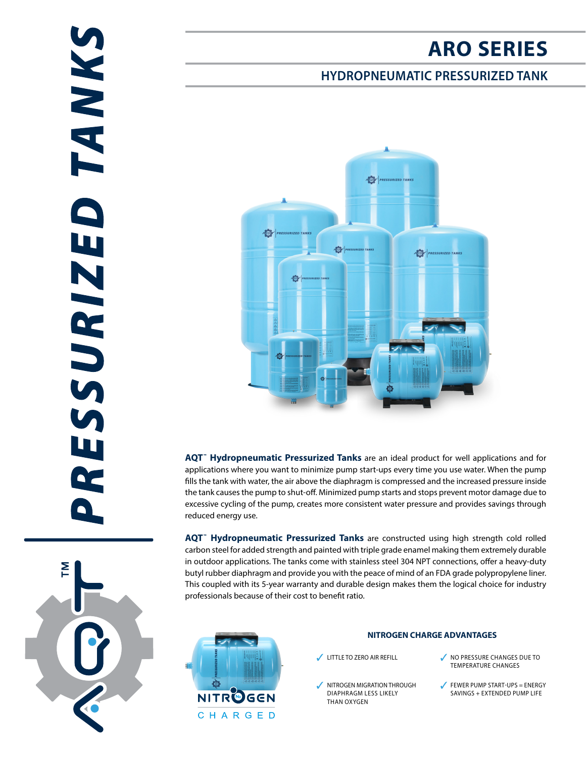# PRESSURIZED TANKS

## ARO SERIES

### HYDROPNEUMATIC PRESSURIZED TANK

**AQT™ Hydropneumatic Pressurized Tanks** are an ideal product for well applications and for applications where you want to minimize pump start-ups every time you use water. When the pump fills the tank with water, the air above the diaphragm is compressed and the increased pressure inside the tank causes the pump to shut-off. Minimized pump starts and stops prevent motor damage due to excessive cycling of the pump, creates more consistent water pressure and provides savings through reduced energy use.

**AQT™ Hydropneumatic Pressurized Tanks** are constructed using high strength cold rolled carbon steel for added strength and painted with triple grade enamel making them extremely durable in outdoor applications. The tanks come with stainless steel 304 NPT connections, offer a heavy-duty butyl rubber diaphragm and provide you with the peace of mind of an FDA grade polypropylene liner. This coupled with its 5-year warranty and durable design makes them the logical choice for industry professionals because of their cost to benefit ratio.

NITROGEN CHARGED

#### NITROGEN CHARGE ADVANTAGES

- ✓ LITTLE TO ZERO AIR REFILL
- ✓ NO PRESSURE CHANGES DUE TO TEMPERATURE CHANGES
- ✓ NITROGEN MIGRATION THROUGH DIAPHRAGM LESS LIKELY THAN OXYGEN
- ✓ FEWER PUMP START-UPS = ENERGY SAVINGS + EXTENDED PUMP LIFE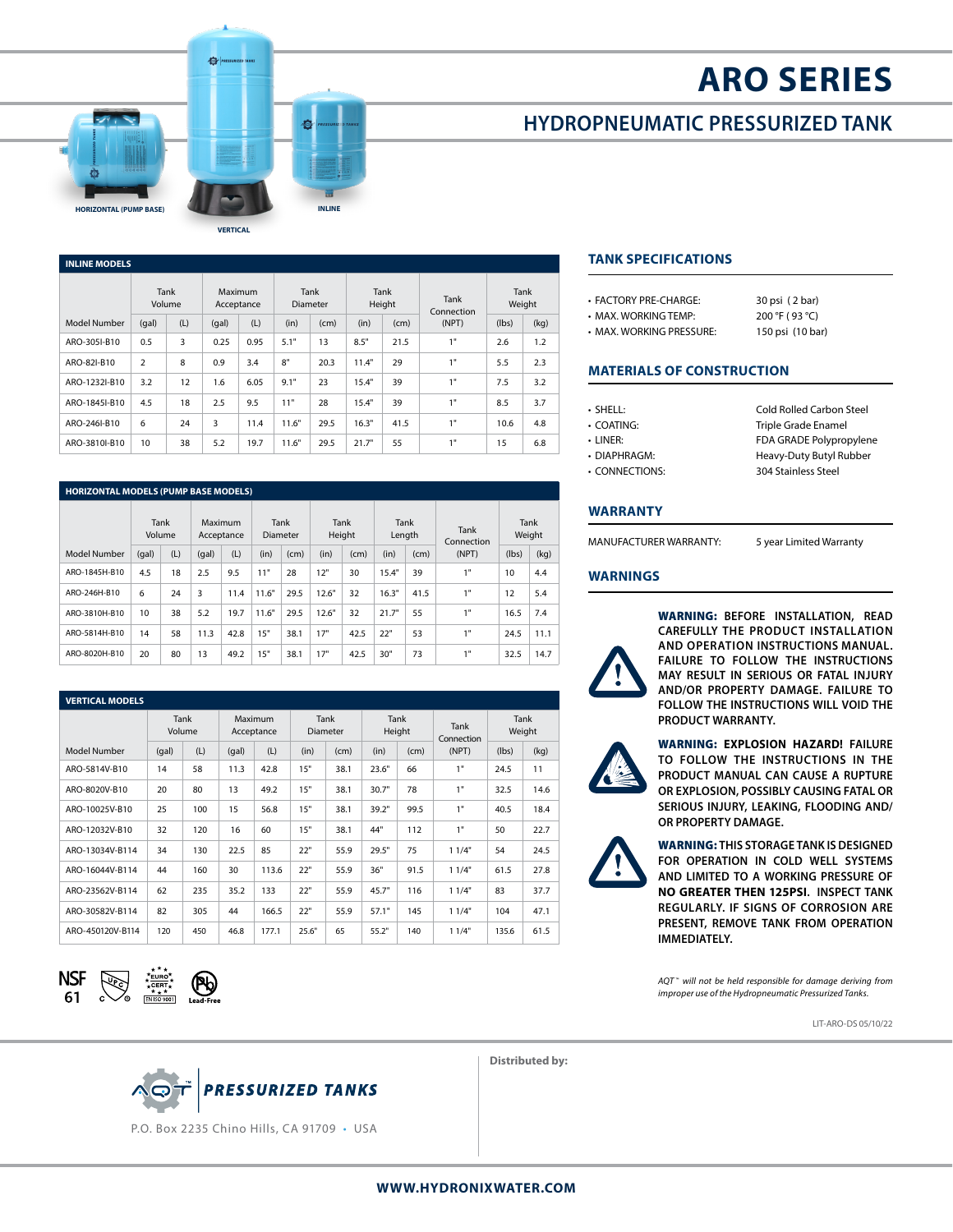# ARO SERIES

## HYDROPNEUMATIC PRESSURIZED TANK

HORIZONTAL (PUMP BASE)

VERTICAL

INLINE

### INLINE MODELS

| Model Number | Tank Volume | | Maximum Acceptance | | Tank Diameter | | Tank Height | | Tank Connection | Tank Weight | |
|---|---|---|---|---|---|---|---|---|---|---|---|
| | (gal) | (L) | (gal) | (L) | (in) | (cm) | (in) | (cm) | (NPT) | (lbs) | (kg) |
| ARO-305I-B10 | 0.5 | 3 | 0.25 | 0.95 | 5.1" | 13 | 8.5" | 21.5 | 1" | 2.6 | 1.2 |
| ARO-82I-B10 | 2 | 8 | 0.9 | 3.4 | 8" | 20.3 | 11.4" | 29 | 1" | 5.5 | 2.3 |
| ARO-1232I-B10 | 3.2 | 12 | 1.6 | 6.05 | 9.1" | 23 | 15.4" | 39 | 1" | 7.5 | 3.2 |
| ARO-1845I-B10 | 4.5 | 18 | 2.5 | 9.5 | 11" | 28 | 15.4" | 39 | 1" | 8.5 | 3.7 |
| ARO-246I-B10 | 6 | 24 | 3 | 11.4 | 11.6" | 29.5 | 16.3" | 41.5 | 1" | 10.6 | 4.8 |
| ARO-3810I-B10 | 10 | 38 | 5.2 | 19.7 | 11.6" | 29.5 | 21.7" | 55 | 1" | 15 | 6.8 |

### HORIZONTAL MODELS (PUMP BASE MODELS)

| Model Number | Tank Volume | | Maximum Acceptance | | Tank Diameter | | Tank Height | | Tank Length | | Tank Connection | Tank Weight | |
|---|---|---|---|---|---|---|---|---|---|---|---|---|---|
| | (gal) | (L) | (gal) | (L) | (in) | (cm) | (in) | (cm) | (in) | (cm) | (NPT) | (lbs) | (kg) |
| ARO-1845H-B10 | 4.5 | 18 | 2.5 | 9.5 | 11" | 28 | 12" | 30 | 15.4" | 39 | 1" | 10 | 4.4 |
| ARO-246H-B10 | 6 | 24 | 3 | 11.4 | 11.6" | 29.5 | 12.6" | 32 | 16.3" | 41.5 | 1" | 12 | 5.4 |
| ARO-3810H-B10 | 10 | 38 | 5.2 | 19.7 | 11.6" | 29.5 | 12.6" | 32 | 21.7" | 55 | 1" | 16.5 | 7.4 |
| ARO-5814H-B10 | 14 | 58 | 11.3 | 42.8 | 15" | 38.1 | 17" | 42.5 | 22" | 53 | 1" | 24.5 | 11.1 |
| ARO-8020H-B10 | 20 | 80 | 13 | 49.2 | 15" | 38.1 | 17" | 42.5 | 30" | 73 | 1" | 32.5 | 14.7 |

### VERTICAL MODELS

| Model Number | Tank Volume | | Maximum Acceptance | | Tank Diameter | | Tank Height | | Tank Connection | Tank Weight | |
|---|---|---|---|---|---|---|---|---|---|---|---|
| | (gal) | (L) | (gal) | (L) | (in) | (cm) | (in) | (cm) | (NPT) | (lbs) | (kg) |
| ARO-5814V-B10 | 14 | 58 | 11.3 | 42.8 | 15" | 38.1 | 23.6" | 66 | 1" | 24.5 | 11 |
| ARO-8020V-B10 | 20 | 80 | 13 | 49.2 | 15" | 38.1 | 30.7" | 78 | 1" | 32.5 | 14.6 |
| ARO-10025V-B10 | 25 | 100 | 15 | 56.8 | 15" | 38.1 | 39.2" | 99.5 | 1" | 40.5 | 18.4 |
| ARO-12032V-B10 | 32 | 120 | 16 | 60 | 15" | 38.1 | 44" | 112 | 1" | 50 | 22.7 |
| ARO-13034V-B114 | 34 | 130 | 22.5 | 85 | 22" | 55.9 | 29.5" | 75 | 1 1/4" | 54 | 24.5 |
| ARO-16044V-B114 | 44 | 160 | 30 | 113.6 | 22" | 55.9 | 36" | 91.5 | 1 1/4" | 61.5 | 27.8 |
| ARO-23562V-B114 | 62 | 235 | 35.2 | 133 | 22" | 55.9 | 45.7" | 116 | 1 1/4" | 83 | 37.7 |
| ARO-30582V-B114 | 82 | 305 | 44 | 166.5 | 22" | 55.9 | 57.1" | 145 | 1 1/4" | 104 | 47.1 |
| ARO-450120V-B114 | 120 | 450 | 46.8 | 177.1 | 25.6" | 65 | 55.2" | 140 | 1 1/4" | 135.6 | 61.5 |

NSF 61 · UPC · EURO CERT EN ISO 9001 · Lead-Free

### TANK SPECIFICATIONS

- FACTORY PRE-CHARGE: 30 psi (2 bar)
- MAX. WORKING TEMP: 200 °F (93 °C)
- MAX. WORKING PRESSURE: 150 psi (10 bar)

### MATERIALS OF CONSTRUCTION

- SHELL: Cold Rolled Carbon Steel
- COATING: Triple Grade Enamel
- LINER: FDA GRADE Polypropylene
- DIAPHRAGM: Heavy-Duty Butyl Rubber
- CONNECTIONS: 304 Stainless Steel

### WARRANTY

MANUFACTURER WARRANTY: 5 year Limited Warranty

### WARNINGS

**WARNING:** BEFORE INSTALLATION, READ CAREFULLY THE PRODUCT INSTALLATION AND OPERATION INSTRUCTIONS MANUAL. FAILURE TO FOLLOW THE INSTRUCTIONS MAY RESULT IN SERIOUS OR FATAL INJURY AND/OR PROPERTY DAMAGE. FAILURE TO FOLLOW THE INSTRUCTIONS WILL VOID THE PRODUCT WARRANTY.

**WARNING: EXPLOSION HAZARD!** FAILURE TO FOLLOW THE INSTRUCTIONS IN THE PRODUCT MANUAL CAN CAUSE A RUPTURE OR EXPLOSION, POSSIBLY CAUSING FATAL OR SERIOUS INJURY, LEAKING, FLOODING AND/OR PROPERTY DAMAGE.

**WARNING:** THIS STORAGE TANK IS DESIGNED FOR OPERATION IN COLD WELL SYSTEMS AND LIMITED TO A WORKING PRESSURE OF **NO GREATER THEN 125PSI.** INSPECT TANK REGULARLY. IF SIGNS OF CORROSION ARE PRESENT, REMOVE TANK FROM OPERATION IMMEDIATELY.

*AQT™ will not be held responsible for damage deriving from improper use of the Hydropneumatic Pressurized Tanks.*

LIT-ARO-DS 05/10/22

AQT PRESSURIZED TANKS

P.O. Box 2235 Chino Hills, CA 91709 • USA

Distributed by:

**WWW.HYDRONIXWATER.COM**